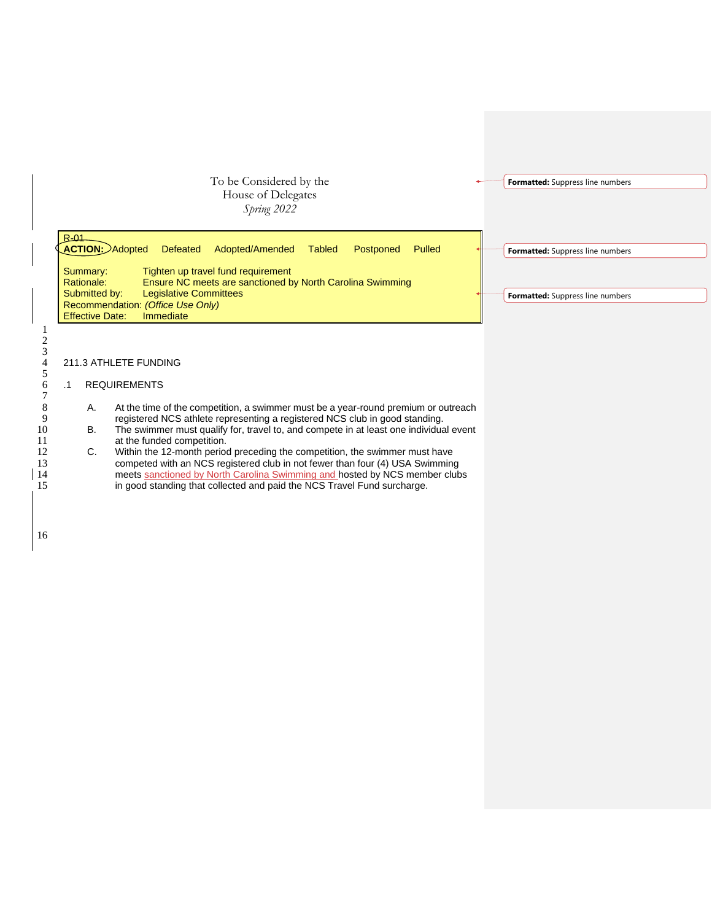To be Considered by the
House of Delegates
*Spring 2022*

R-01
**ACTION:** Adopted Defeated Adopted/Amended Tabled Postponed Pulled

Summary: Tighten up travel fund requirement
Rationale: Ensure NC meets are sanctioned by North Carolina Swimming
Submitted by: Legislative Committees
Recommendation: *(Office Use Only)*
Effective Date: Immediate

211.3 ATHLETE FUNDING

.1 REQUIREMENTS

A. At the time of the competition, a swimmer must be a year-round premium or outreach registered NCS athlete representing a registered NCS club in good standing.

B. The swimmer must qualify for, travel to, and compete in at least one individual event at the funded competition.

C. Within the 12-month period preceding the competition, the swimmer must have competed with an NCS registered club in not fewer than four (4) USA Swimming meets sanctioned by North Carolina Swimming and hosted by NCS member clubs in good standing that collected and paid the NCS Travel Fund surcharge.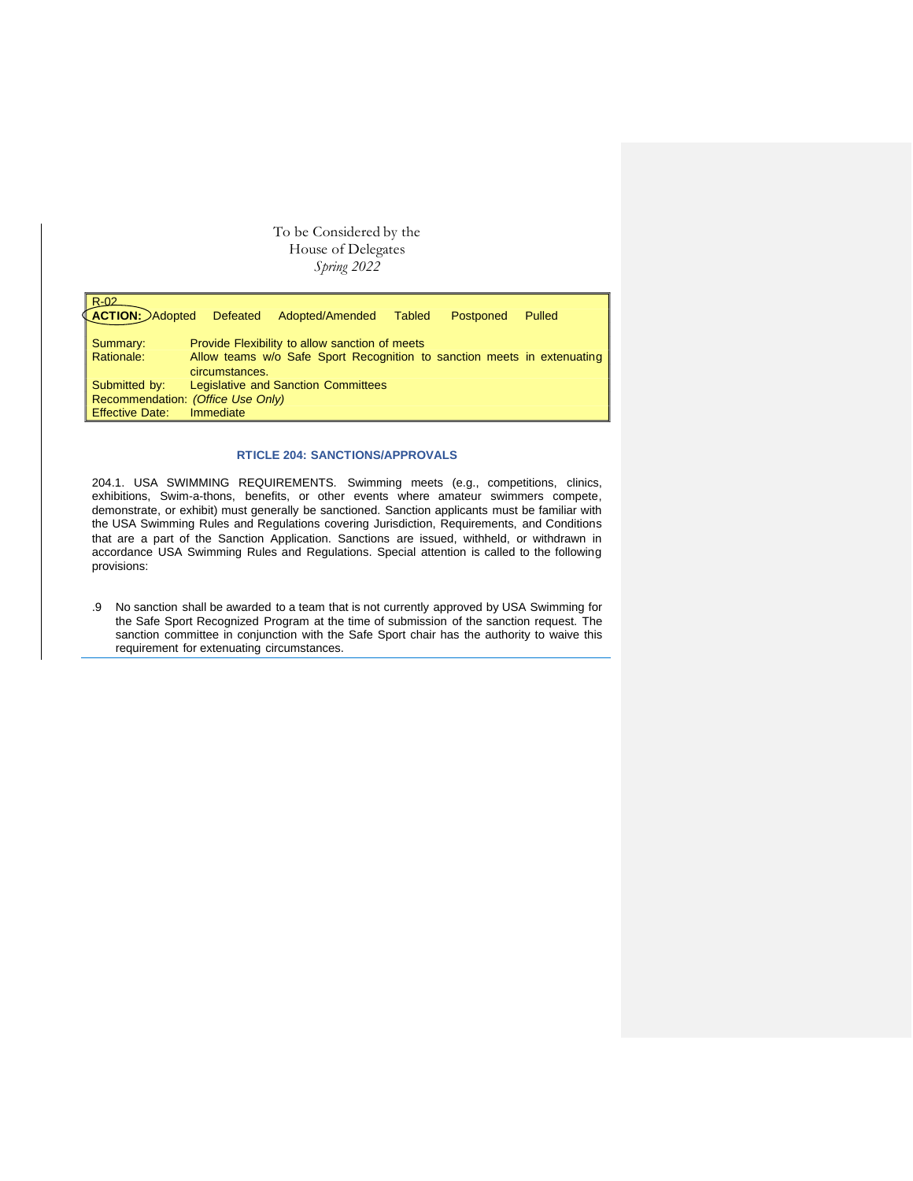To be Considered by the
House of Delegates
*Spring 2022*

| | |
|---|---|
| R-02 | |
| **ACTION:** Adopted Defeated Adopted/Amended Tabled Postponed Pulled | |
| Summary: | Provide Flexibility to allow sanction of meets |
| Rationale: | Allow teams w/o Safe Sport Recognition to sanction meets in extenuating circumstances. |
| Submitted by: | Legislative and Sanction Committees |
| Recommendation: | *(Office Use Only)* |
| Effective Date: | Immediate |

### RTICLE 204: SANCTIONS/APPROVALS

204.1. USA SWIMMING REQUIREMENTS. Swimming meets (e.g., competitions, clinics, exhibitions, Swim-a-thons, benefits, or other events where amateur swimmers compete, demonstrate, or exhibit) must generally be sanctioned. Sanction applicants must be familiar with the USA Swimming Rules and Regulations covering Jurisdiction, Requirements, and Conditions that are a part of the Sanction Application. Sanctions are issued, withheld, or withdrawn in accordance USA Swimming Rules and Regulations. Special attention is called to the following provisions:

.9 No sanction shall be awarded to a team that is not currently approved by USA Swimming for the Safe Sport Recognized Program at the time of submission of the sanction request. The sanction committee in conjunction with the Safe Sport chair has the authority to waive this requirement for extenuating circumstances.